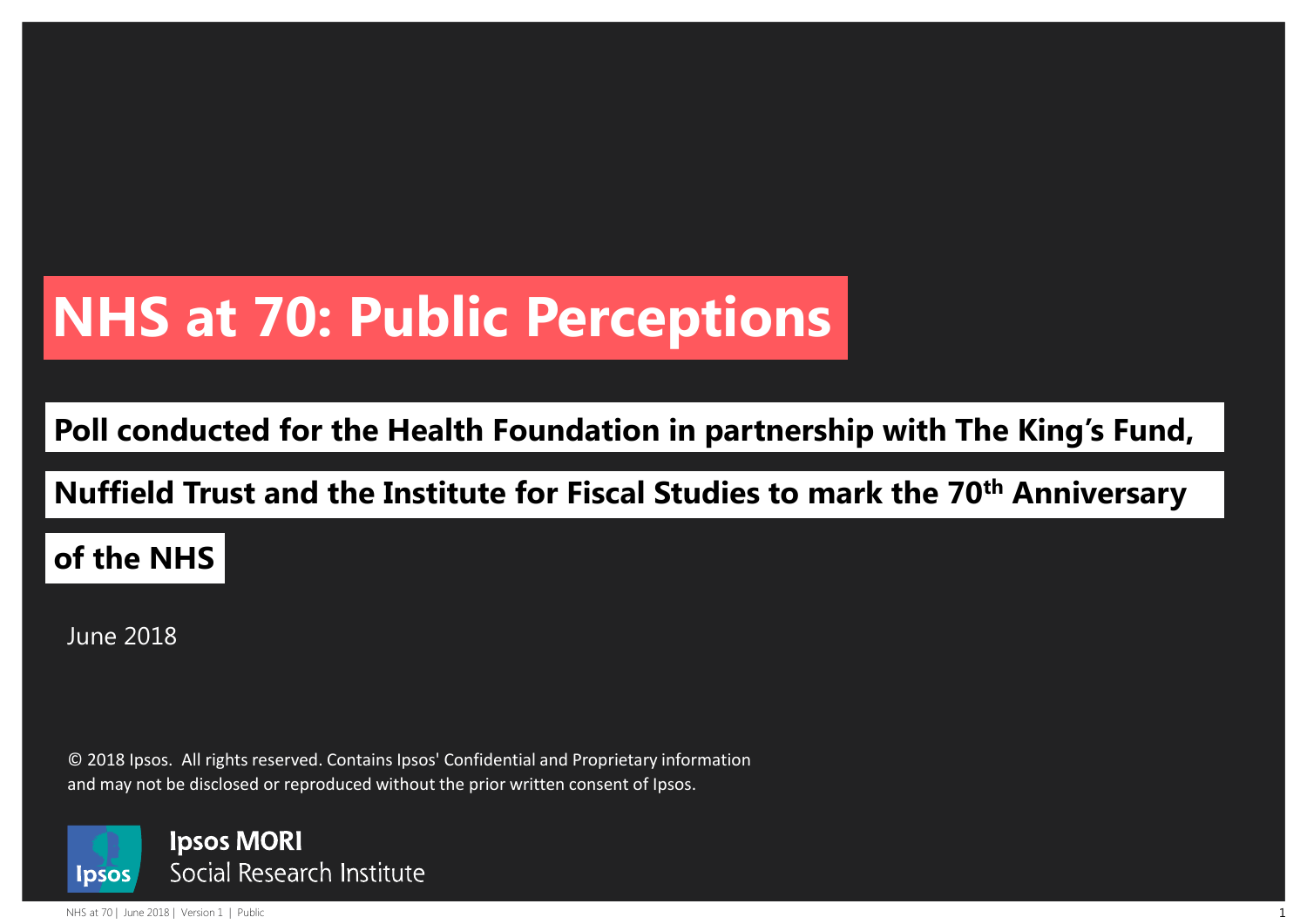# NHS at 70: Public Perceptions

**Poll conducted for the Health Foundation in partnership with The King's Fund, Nuffield Trust and the Institute for Fiscal Studies to mark the 70th Anniversary of the NHS**

June 2018

© 2018 Ipsos. All rights reserved. Contains Ipsos' Confidential and Proprietary information and may not be disclosed or reproduced without the prior written consent of Ipsos.

Ipsos MORI
Social Research Institute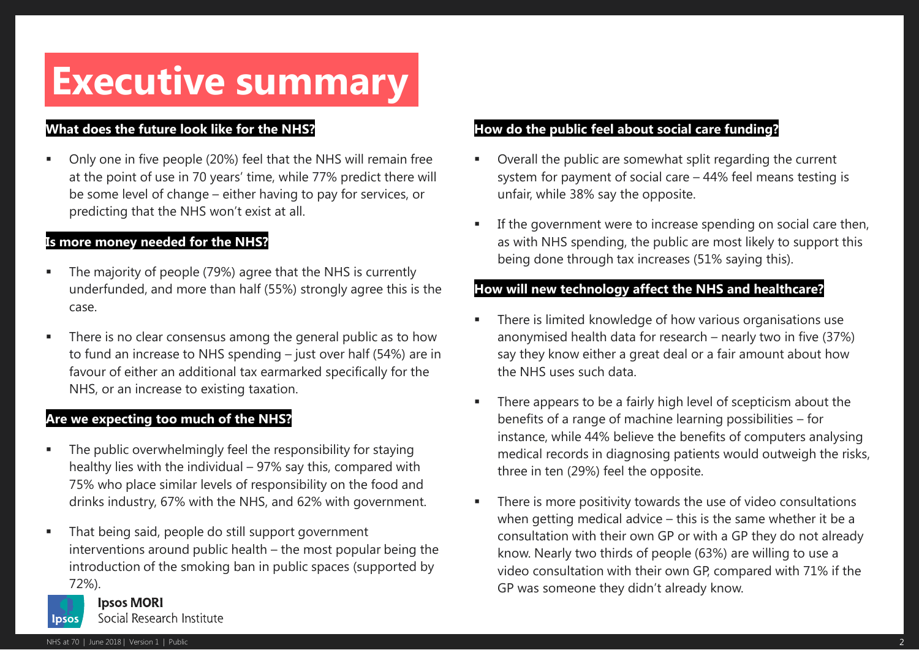# Executive summary

## What does the future look like for the NHS?

- Only one in five people (20%) feel that the NHS will remain free at the point of use in 70 years' time, while 77% predict there will be some level of change – either having to pay for services, or predicting that the NHS won't exist at all.

## Is more money needed for the NHS?

- The majority of people (79%) agree that the NHS is currently underfunded, and more than half (55%) strongly agree this is the case.
- There is no clear consensus among the general public as to how to fund an increase to NHS spending – just over half (54%) are in favour of either an additional tax earmarked specifically for the NHS, or an increase to existing taxation.

## Are we expecting too much of the NHS?

- The public overwhelmingly feel the responsibility for staying healthy lies with the individual – 97% say this, compared with 75% who place similar levels of responsibility on the food and drinks industry, 67% with the NHS, and 62% with government.
- That being said, people do still support government interventions around public health – the most popular being the introduction of the smoking ban in public spaces (supported by 72%).

## How do the public feel about social care funding?

- Overall the public are somewhat split regarding the current system for payment of social care – 44% feel means testing is unfair, while 38% say the opposite.
- If the government were to increase spending on social care then, as with NHS spending, the public are most likely to support this being done through tax increases (51% saying this).

## How will new technology affect the NHS and healthcare?

- There is limited knowledge of how various organisations use anonymised health data for research – nearly two in five (37%) say they know either a great deal or a fair amount about how the NHS uses such data.
- There appears to be a fairly high level of scepticism about the benefits of a range of machine learning possibilities – for instance, while 44% believe the benefits of computers analysing medical records in diagnosing patients would outweigh the risks, three in ten (29%) feel the opposite.
- There is more positivity towards the use of video consultations when getting medical advice – this is the same whether it be a consultation with their own GP or with a GP they do not already know. Nearly two thirds of people (63%) are willing to use a video consultation with their own GP, compared with 71% if the GP was someone they didn't already know.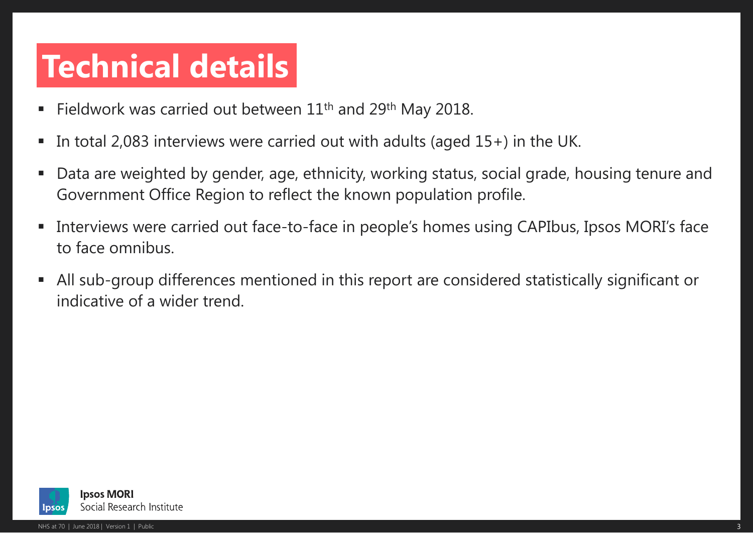# Technical details

- Fieldwork was carried out between 11th and 29th May 2018.
- In total 2,083 interviews were carried out with adults (aged 15+) in the UK.
- Data are weighted by gender, age, ethnicity, working status, social grade, housing tenure and Government Office Region to reflect the known population profile.
- Interviews were carried out face-to-face in people's homes using CAPIbus, Ipsos MORI's face to face omnibus.
- All sub-group differences mentioned in this report are considered statistically significant or indicative of a wider trend.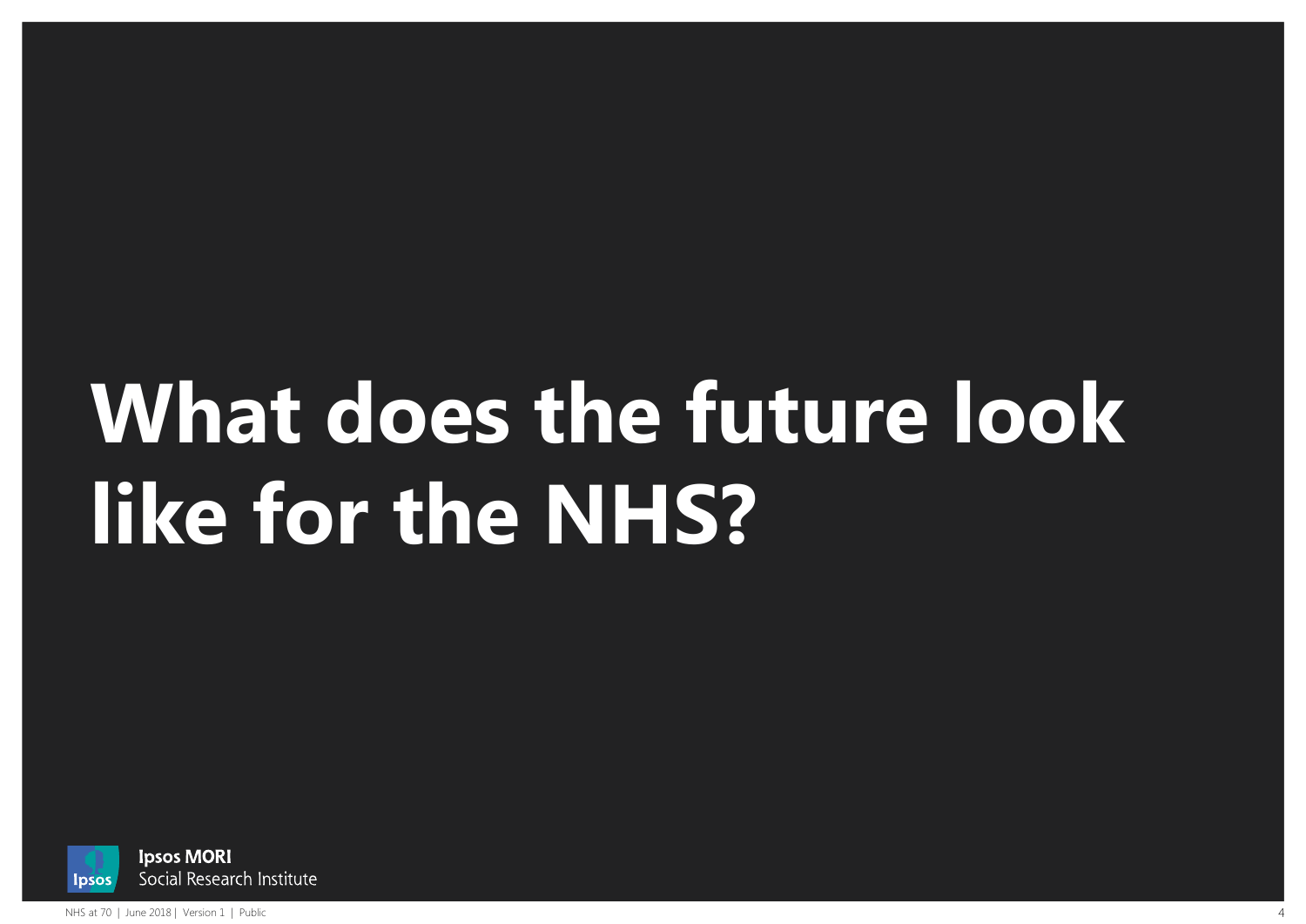# What does the future look like for the NHS?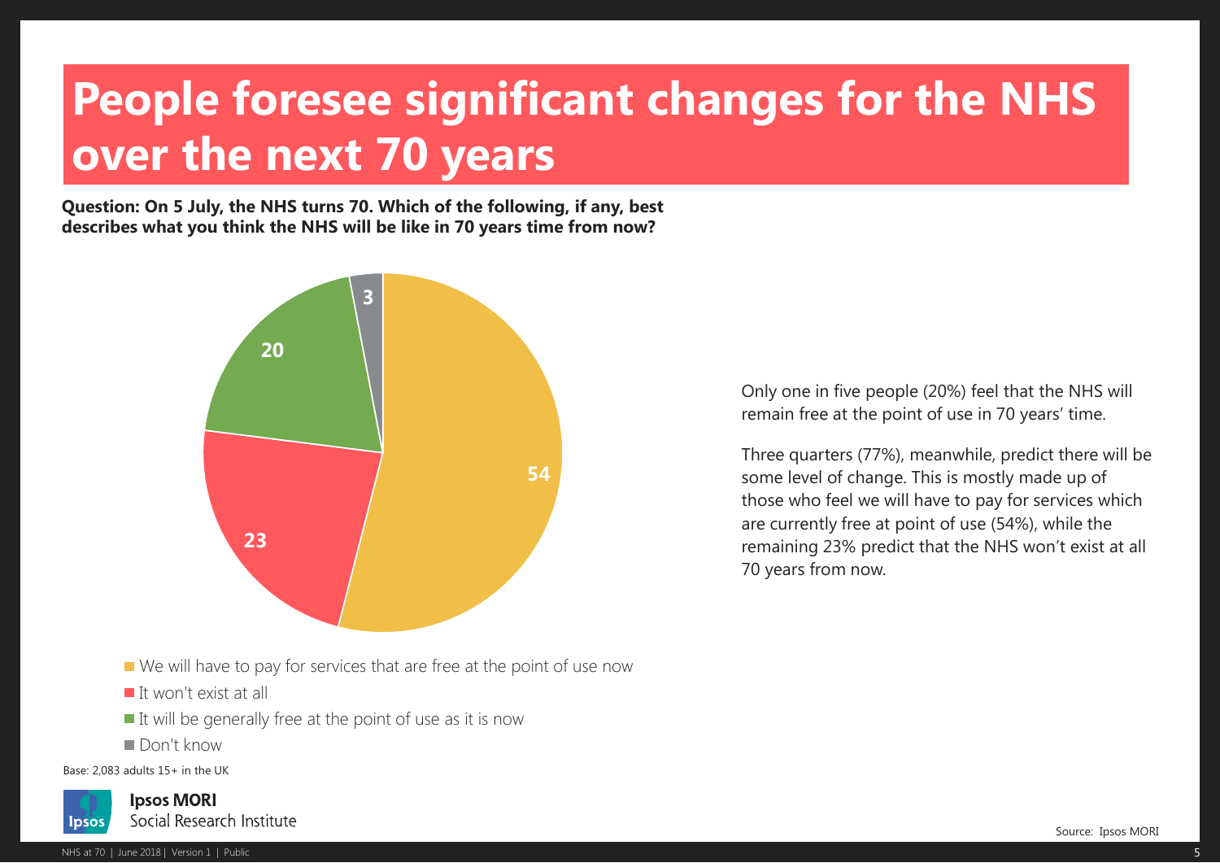# People foresee significant changes for the NHS over the next 70 years

**Question: On 5 July, the NHS turns 70. Which of the following, if any, best describes what you think the NHS will be like in 70 years time from now?**

| Response | % |
| --- | --- |
| We will have to pay for services that are free at the point of use now | 54 |
| It won't exist at all | 23 |
| It will be generally free at the point of use as it is now | 20 |
| Don't know | 3 |

Base: 2,083 adults 15+ in the UK

Only one in five people (20%) feel that the NHS will remain free at the point of use in 70 years' time.

Three quarters (77%), meanwhile, predict there will be some level of change. This is mostly made up of those who feel we will have to pay for services which are currently free at point of use (54%), while the remaining 23% predict that the NHS won't exist at all 70 years from now.

Source: Ipsos MORI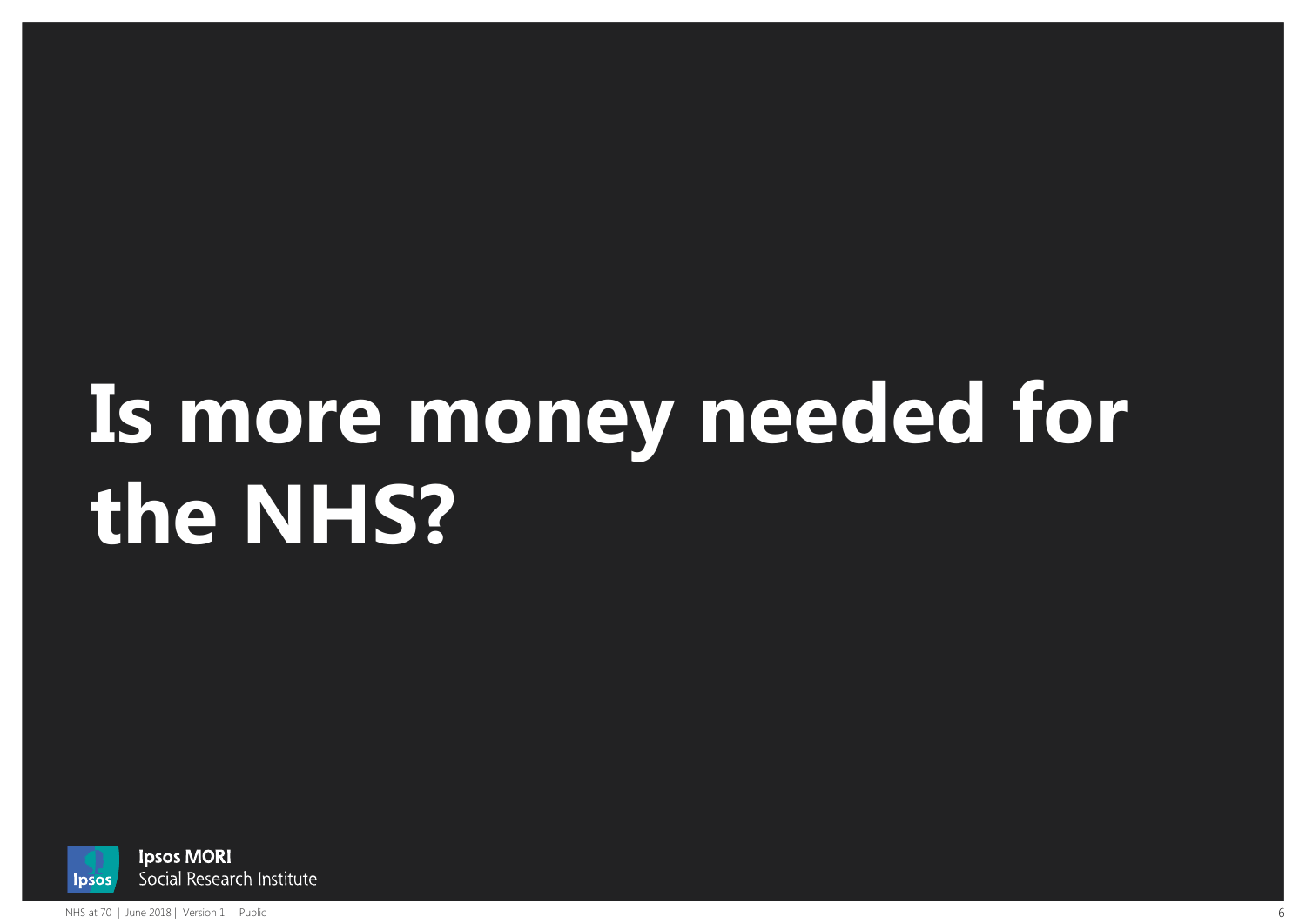# Is more money needed for the NHS?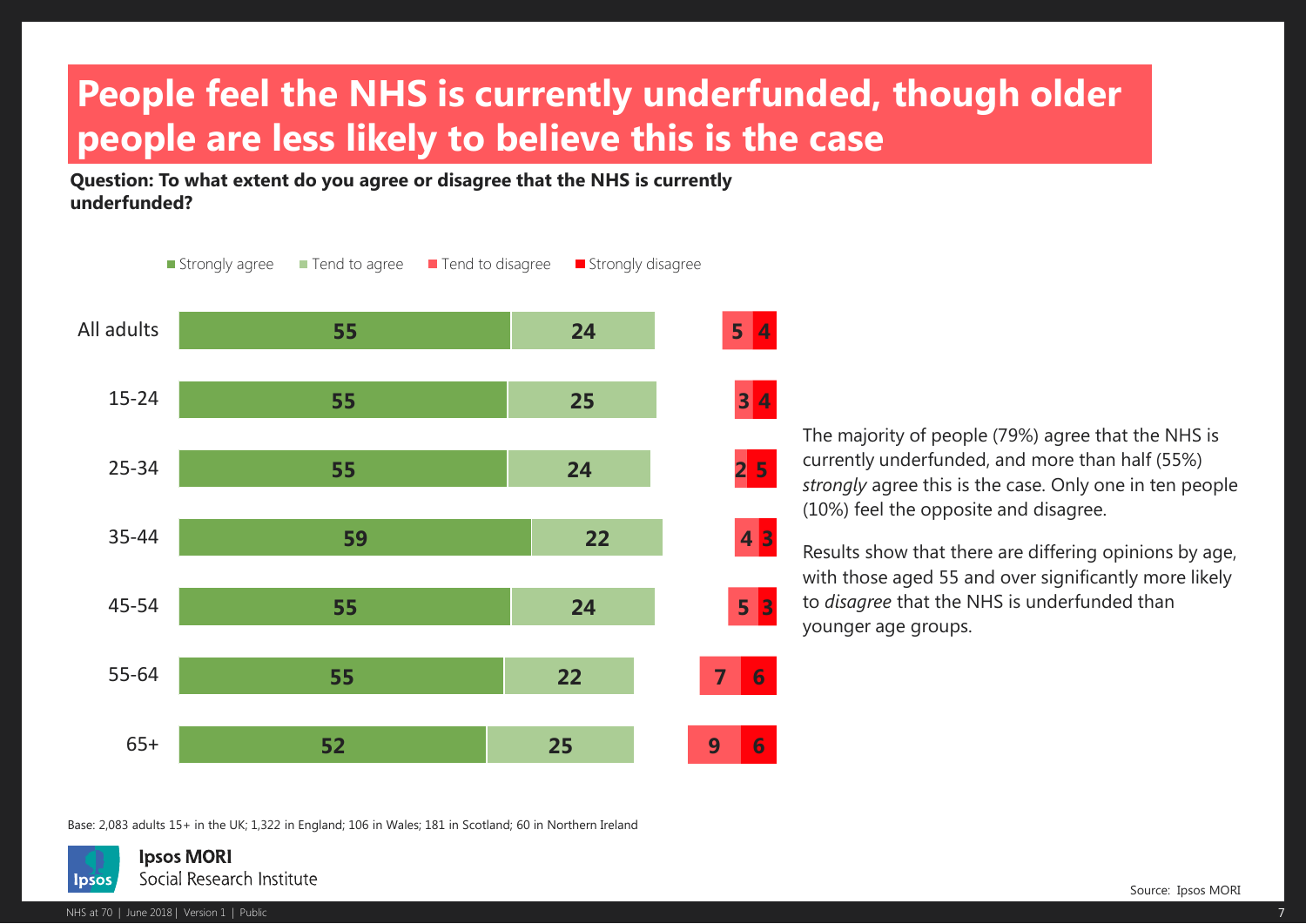# People feel the NHS is currently underfunded, though older people are less likely to believe this is the case

**Question: To what extent do you agree or disagree that the NHS is currently underfunded?**

| | Strongly agree | Tend to agree | Tend to disagree | Strongly disagree |
|---|---|---|---|---|
| All adults | 55 | 24 | 5 | 4 |
| 15-24 | 55 | 25 | 3 | 4 |
| 25-34 | 55 | 24 | 2 | 5 |
| 35-44 | 59 | 22 | 4 | 3 |
| 45-54 | 55 | 24 | 5 | 3 |
| 55-64 | 55 | 22 | 7 | 6 |
| 65+ | 52 | 25 | 9 | 6 |

The majority of people (79%) agree that the NHS is currently underfunded, and more than half (55%) *strongly* agree this is the case. Only one in ten people (10%) feel the opposite and disagree.

Results show that there are differing opinions by age, with those aged 55 and over significantly more likely to *disagree* that the NHS is underfunded than younger age groups.

Base: 2,083 adults 15+ in the UK; 1,322 in England; 106 in Wales; 181 in Scotland; 60 in Northern Ireland

Source: Ipsos MORI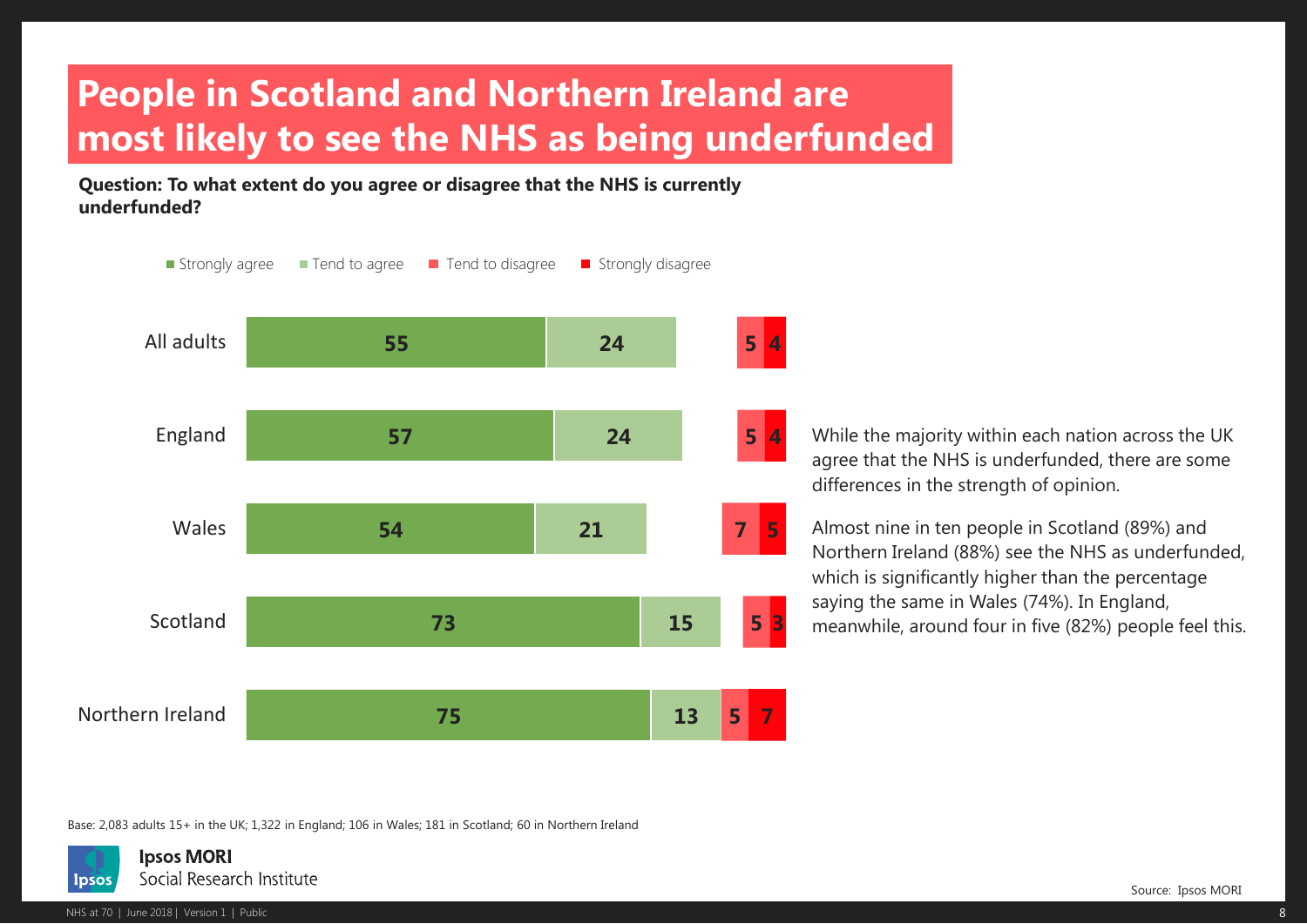# People in Scotland and Northern Ireland are most likely to see the NHS as being underfunded

**Question: To what extent do you agree or disagree that the NHS is currently underfunded?**

| | Strongly agree | Tend to agree | Tend to disagree | Strongly disagree |
|---|---|---|---|---|
| All adults | 55 | 24 | 5 | 4 |
| England | 57 | 24 | 5 | 4 |
| Wales | 54 | 21 | 7 | 5 |
| Scotland | 73 | 15 | 5 | 3 |
| Northern Ireland | 75 | 13 | 5 | 7 |

While the majority within each nation across the UK agree that the NHS is underfunded, there are some differences in the strength of opinion.

Almost nine in ten people in Scotland (89%) and Northern Ireland (88%) see the NHS as underfunded, which is significantly higher than the percentage saying the same in Wales (74%). In England, meanwhile, around four in five (82%) people feel this.

Base: 2,083 adults 15+ in the UK; 1,322 in England; 106 in Wales; 181 in Scotland; 60 in Northern Ireland

Source: Ipsos MORI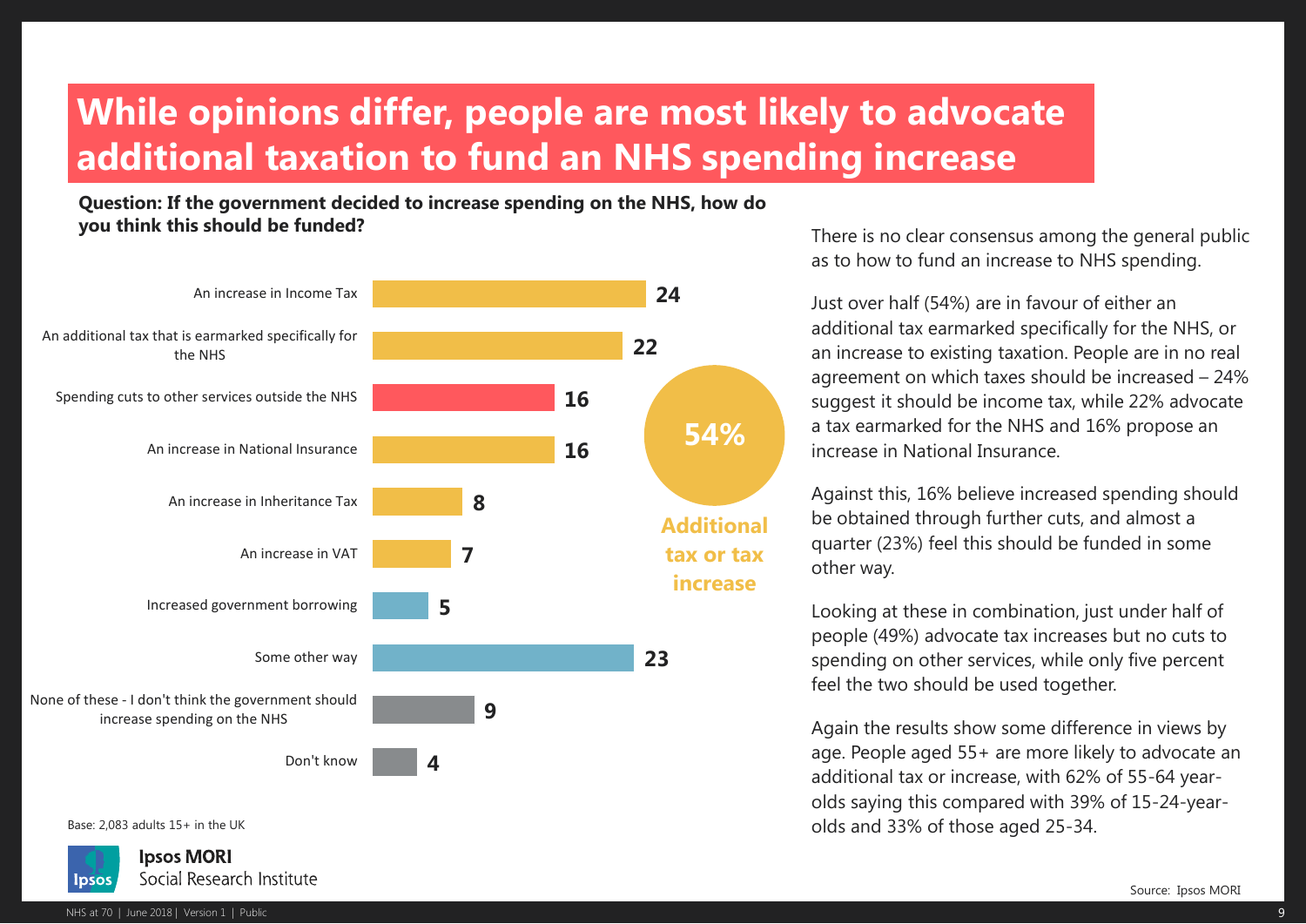# While opinions differ, people are most likely to advocate additional taxation to fund an NHS spending increase

**Question: If the government decided to increase spending on the NHS, how do you think this should be funded?**

| Response | % |
|---|---|
| An increase in Income Tax | 24 |
| An additional tax that is earmarked specifically for the NHS | 22 |
| Spending cuts to other services outside the NHS | 16 |
| An increase in National Insurance | 16 |
| An increase in Inheritance Tax | 8 |
| An increase in VAT | 7 |
| Increased government borrowing | 5 |
| Some other way | 23 |
| None of these - I don't think the government should increase spending on the NHS | 9 |
| Don't know | 4 |

**54%** Additional tax or tax increase

Base: 2,083 adults 15+ in the UK

There is no clear consensus among the general public as to how to fund an increase to NHS spending.

Just over half (54%) are in favour of either an additional tax earmarked specifically for the NHS, or an increase to existing taxation. People are in no real agreement on which taxes should be increased – 24% suggest it should be income tax, while 22% advocate a tax earmarked for the NHS and 16% propose an increase in National Insurance.

Against this, 16% believe increased spending should be obtained through further cuts, and almost a quarter (23%) feel this should be funded in some other way.

Looking at these in combination, just under half of people (49%) advocate tax increases but no cuts to spending on other services, while only five percent feel the two should be used together.

Again the results show some difference in views by age. People aged 55+ are more likely to advocate an additional tax or increase, with 62% of 55-64 year-olds saying this compared with 39% of 15-24-year-olds and 33% of those aged 25-34.

Source: Ipsos MORI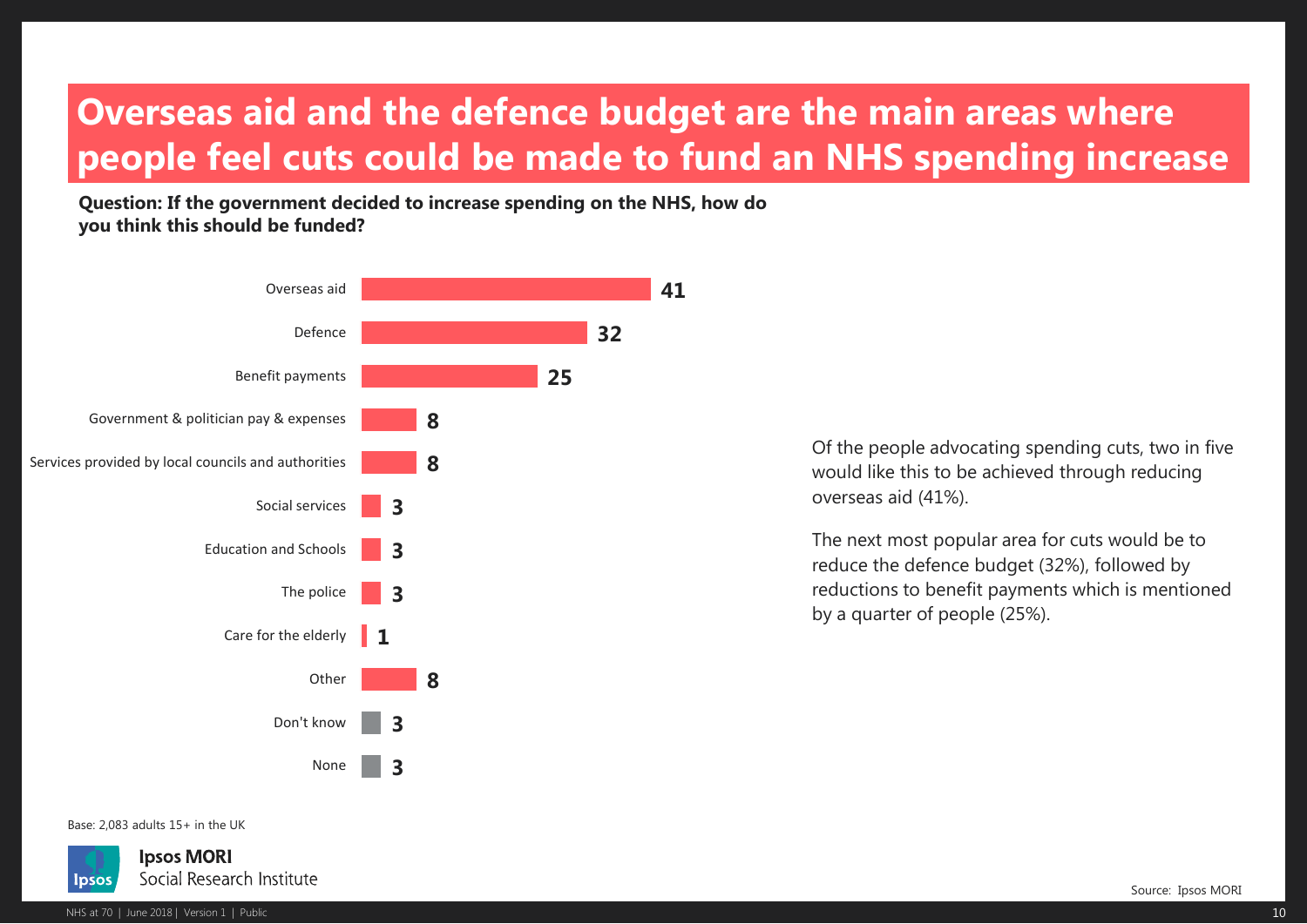# Overseas aid and the defence budget are the main areas where people feel cuts could be made to fund an NHS spending increase

**Question: If the government decided to increase spending on the NHS, how do you think this should be funded?**

| Response | % |
|---|---|
| Overseas aid | 41 |
| Defence | 32 |
| Benefit payments | 25 |
| Government & politician pay & expenses | 8 |
| Services provided by local councils and authorities | 8 |
| Social services | 3 |
| Education and Schools | 3 |
| The police | 3 |
| Care for the elderly | 1 |
| Other | 8 |
| Don't know | 3 |
| None | 3 |

Of the people advocating spending cuts, two in five would like this to be achieved through reducing overseas aid (41%).

The next most popular area for cuts would be to reduce the defence budget (32%), followed by reductions to benefit payments which is mentioned by a quarter of people (25%).

Base: 2,083 adults 15+ in the UK

Source: Ipsos MORI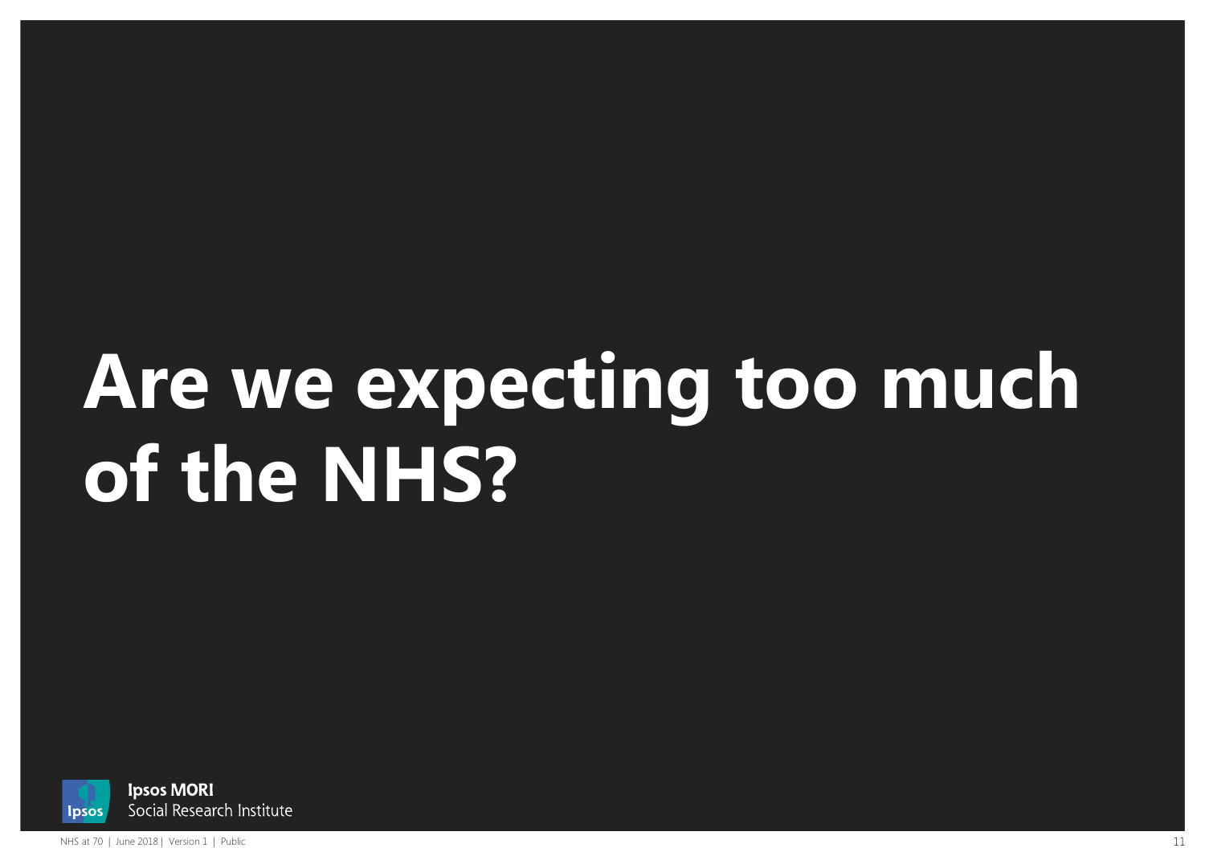# Are we expecting too much of the NHS?

**Ipsos MORI**
Social Research Institute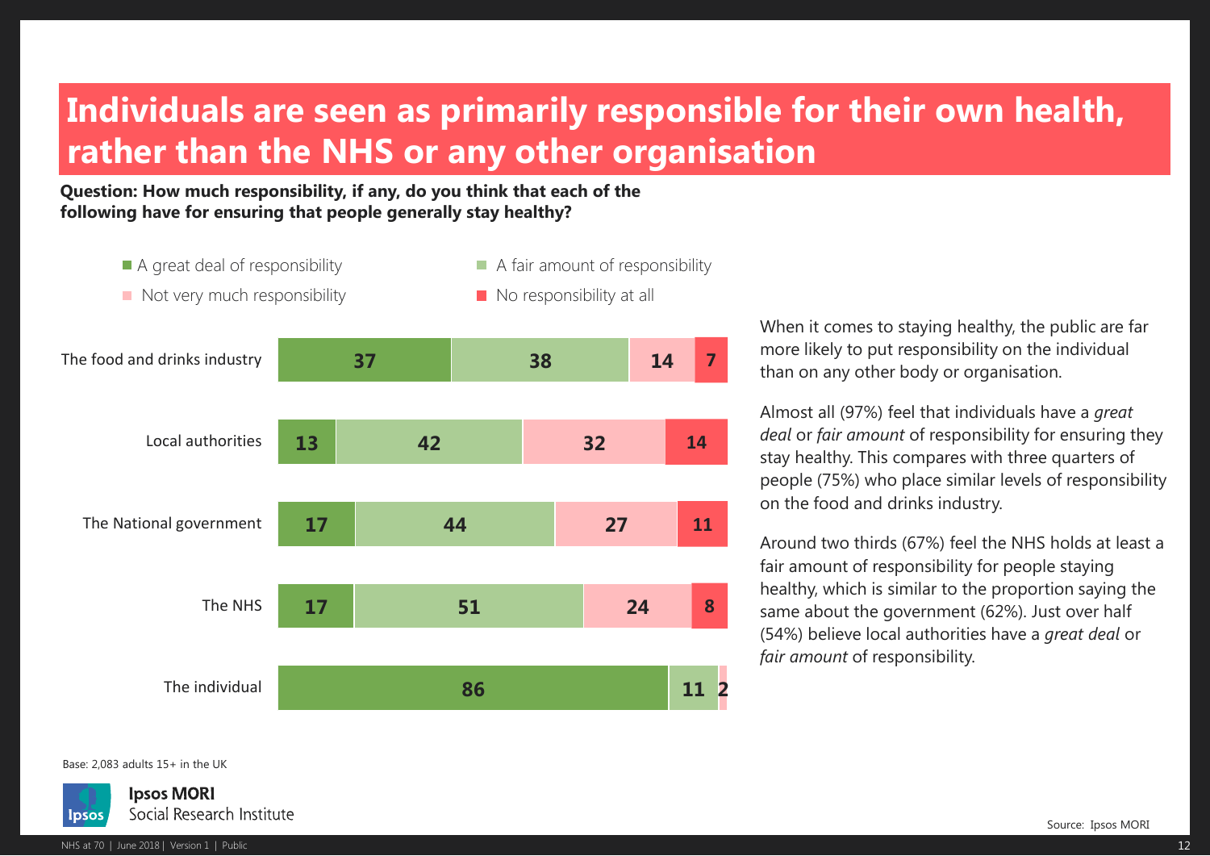# Individuals are seen as primarily responsible for their own health, rather than the NHS or any other organisation

**Question: How much responsibility, if any, do you think that each of the following have for ensuring that people generally stay healthy?**

| | A great deal of responsibility | A fair amount of responsibility | Not very much responsibility | No responsibility at all |
|---|---|---|---|---|
| The food and drinks industry | 37 | 38 | 14 | 7 |
| Local authorities | 13 | 42 | 32 | 14 |
| The National government | 17 | 44 | 27 | 11 |
| The NHS | 17 | 51 | 24 | 8 |
| The individual | 86 | 11 | 2 | |

When it comes to staying healthy, the public are far more likely to put responsibility on the individual than on any other body or organisation.

Almost all (97%) feel that individuals have a *great deal* or *fair amount* of responsibility for ensuring they stay healthy. This compares with three quarters of people (75%) who place similar levels of responsibility on the food and drinks industry.

Around two thirds (67%) feel the NHS holds at least a fair amount of responsibility for people staying healthy, which is similar to the proportion saying the same about the government (62%). Just over half (54%) believe local authorities have a *great deal* or *fair amount* of responsibility.

Base: 2,083 adults 15+ in the UK

Ipsos MORI
Social Research Institute

Source: Ipsos MORI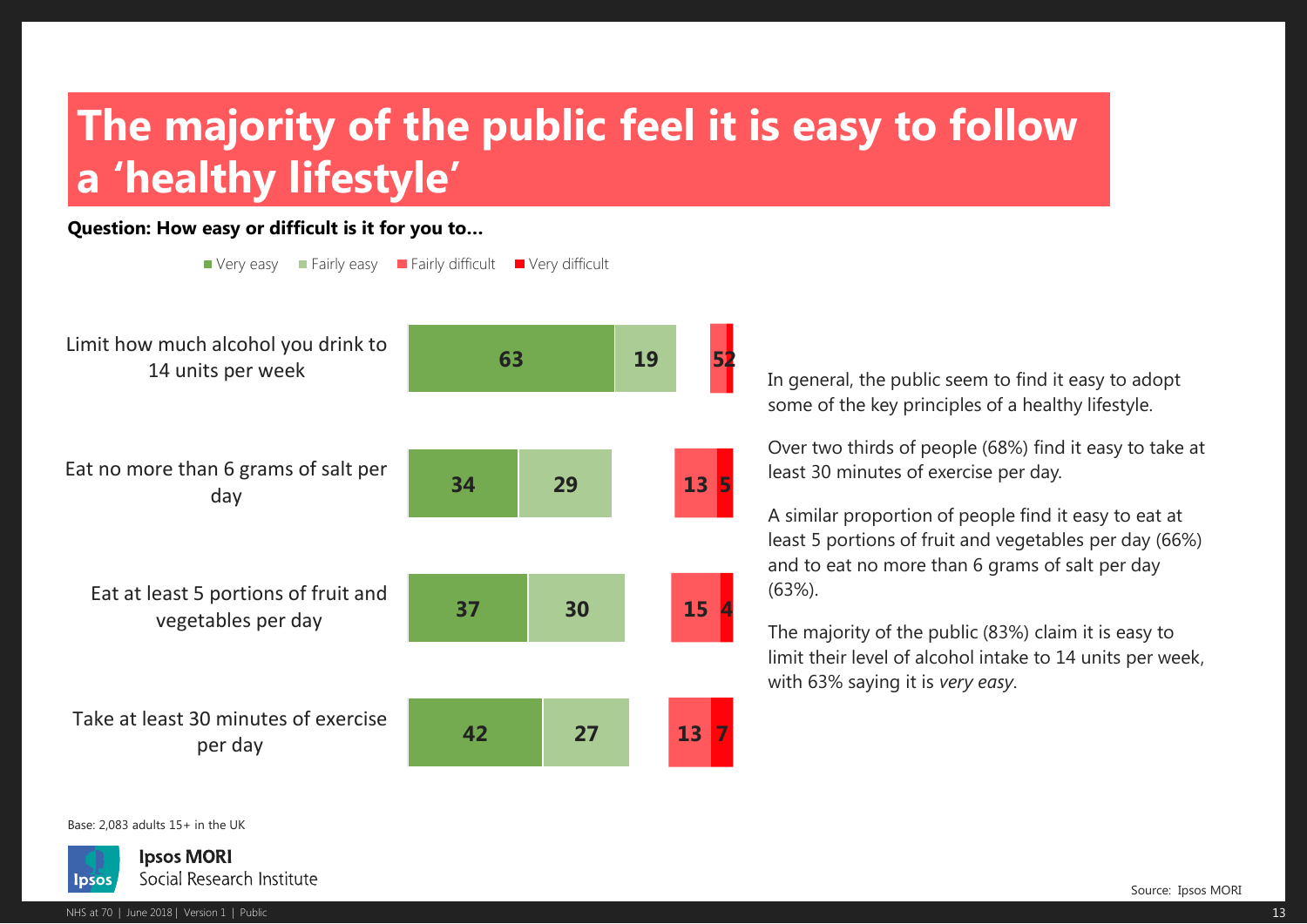# The majority of the public feel it is easy to follow a 'healthy lifestyle'

**Question: How easy or difficult is it for you to...**

| | Very easy | Fairly easy | Fairly difficult | Very difficult |
|---|---|---|---|---|
| Limit how much alcohol you drink to 14 units per week | 63 | 19 | 5 | 2 |
| Eat no more than 6 grams of salt per day | 34 | 29 | 13 | 5 |
| Eat at least 5 portions of fruit and vegetables per day | 37 | 30 | 15 | 4 |
| Take at least 30 minutes of exercise per day | 42 | 27 | 13 | 7 |

In general, the public seem to find it easy to adopt some of the key principles of a healthy lifestyle.

Over two thirds of people (68%) find it easy to take at least 30 minutes of exercise per day.

A similar proportion of people find it easy to eat at least 5 portions of fruit and vegetables per day (66%) and to eat no more than 6 grams of salt per day (63%).

The majority of the public (83%) claim it is easy to limit their level of alcohol intake to 14 units per week, with 63% saying it is *very easy*.

Base: 2,083 adults 15+ in the UK

Source: Ipsos MORI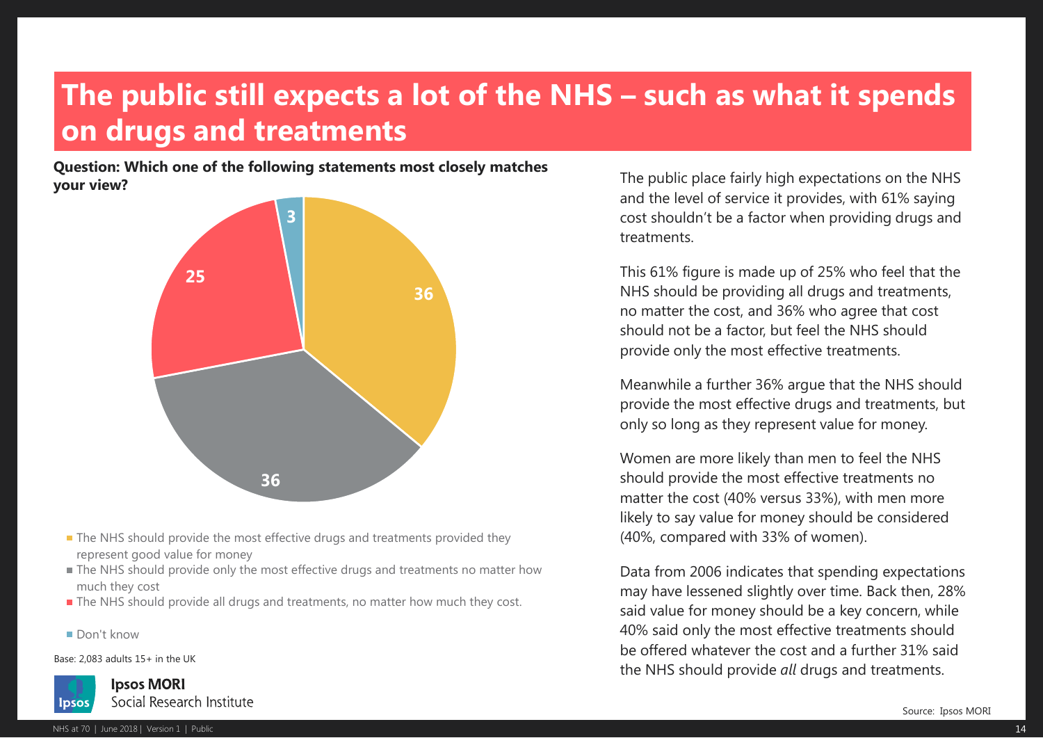# The public still expects a lot of the NHS – such as what it spends on drugs and treatments

**Question: Which one of the following statements most closely matches your view?**

| Statement | % |
|---|---|
| The NHS should provide the most effective drugs and treatments provided they represent good value for money | 36 |
| The NHS should provide only the most effective drugs and treatments no matter how much they cost | 36 |
| The NHS should provide all drugs and treatments, no matter how much they cost. | 25 |
| Don't know | 3 |

Base: 2,083 adults 15+ in the UK

The public place fairly high expectations on the NHS and the level of service it provides, with 61% saying cost shouldn't be a factor when providing drugs and treatments.

This 61% figure is made up of 25% who feel that the NHS should be providing all drugs and treatments, no matter the cost, and 36% who agree that cost should not be a factor, but feel the NHS should provide only the most effective treatments.

Meanwhile a further 36% argue that the NHS should provide the most effective drugs and treatments, but only so long as they represent value for money.

Women are more likely than men to feel the NHS should provide the most effective treatments no matter the cost (40% versus 33%), with men more likely to say value for money should be considered (40%, compared with 33% of women).

Data from 2006 indicates that spending expectations may have lessened slightly over time. Back then, 28% said value for money should be a key concern, while 40% said only the most effective treatments should be offered whatever the cost and a further 31% said the NHS should provide *all* drugs and treatments.

Source: Ipsos MORI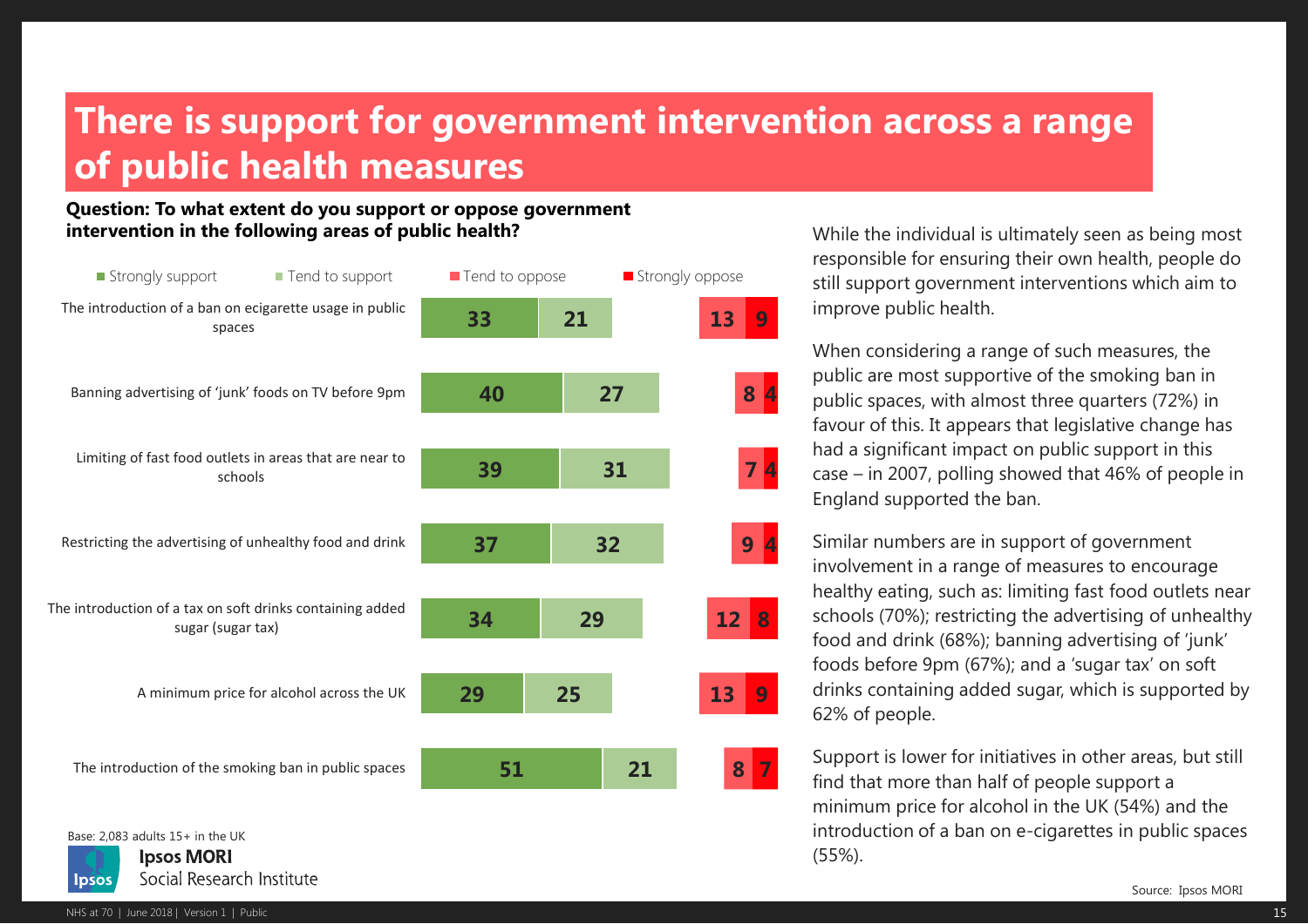# There is support for government intervention across a range of public health measures

**Question: To what extent do you support or oppose government intervention in the following areas of public health?**

| | Strongly support | Tend to support | Tend to oppose | Strongly oppose |
|---|---|---|---|---|
| The introduction of a ban on ecigarette usage in public spaces | 33 | 21 | 13 | 9 |
| Banning advertising of 'junk' foods on TV before 9pm | 40 | 27 | 8 | 4 |
| Limiting of fast food outlets in areas that are near to schools | 39 | 31 | 7 | 4 |
| Restricting the advertising of unhealthy food and drink | 37 | 32 | 9 | 4 |
| The introduction of a tax on soft drinks containing added sugar (sugar tax) | 34 | 29 | 12 | 8 |
| A minimum price for alcohol across the UK | 29 | 25 | 13 | 9 |
| The introduction of the smoking ban in public spaces | 51 | 21 | 8 | 7 |

Base: 2,083 adults 15+ in the UK

Ipsos MORI Social Research Institute

While the individual is ultimately seen as being most responsible for ensuring their own health, people do still support government interventions which aim to improve public health.

When considering a range of such measures, the public are most supportive of the smoking ban in public spaces, with almost three quarters (72%) in favour of this. It appears that legislative change has had a significant impact on public support in this case – in 2007, polling showed that 46% of people in England supported the ban.

Similar numbers are in support of government involvement in a range of measures to encourage healthy eating, such as: limiting fast food outlets near schools (70%); restricting the advertising of unhealthy food and drink (68%); banning advertising of 'junk' foods before 9pm (67%); and a 'sugar tax' on soft drinks containing added sugar, which is supported by 62% of people.

Support is lower for initiatives in other areas, but still find that more than half of people support a minimum price for alcohol in the UK (54%) and the introduction of a ban on e-cigarettes in public spaces (55%).

Source: Ipsos MORI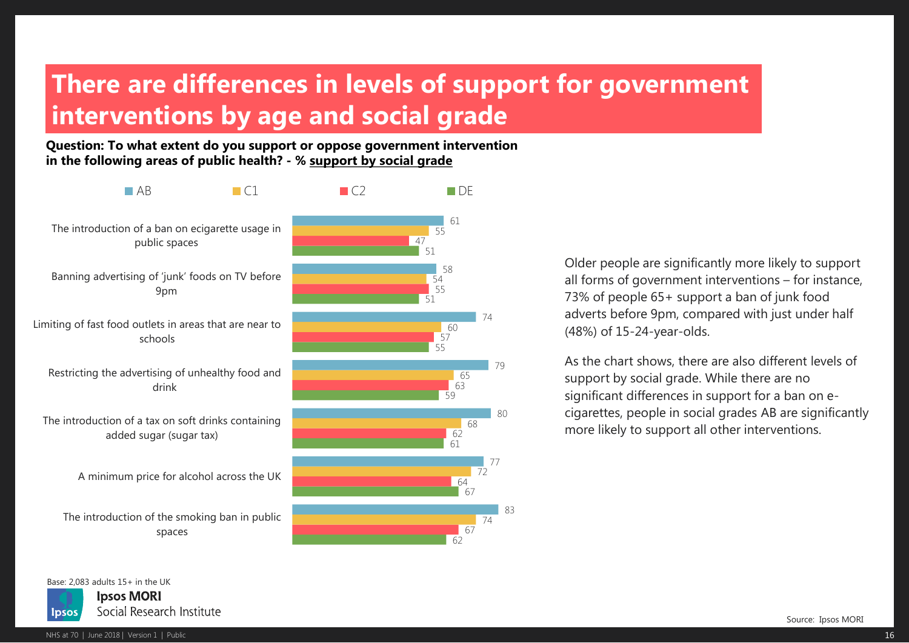# There are differences in levels of support for government interventions by age and social grade

**Question: To what extent do you support or oppose government intervention in the following areas of public health? - % support by social grade**

| | AB | C1 | C2 | DE |
|---|---|---|---|---|
| The introduction of a ban on ecigarette usage in public spaces | 61 | 55 | 47 | 51 |
| Banning advertising of 'junk' foods on TV before 9pm | 58 | 54 | 55 | 51 |
| Limiting of fast food outlets in areas that are near to schools | 74 | 60 | 57 | 55 |
| Restricting the advertising of unhealthy food and drink | 79 | 65 | 63 | 59 |
| The introduction of a tax on soft drinks containing added sugar (sugar tax) | 80 | 68 | 62 | 61 |
| A minimum price for alcohol across the UK | 77 | 72 | 64 | 67 |
| The introduction of the smoking ban in public spaces | 83 | 74 | 67 | 62 |

Older people are significantly more likely to support all forms of government interventions – for instance, 73% of people 65+ support a ban of junk food adverts before 9pm, compared with just under half (48%) of 15-24-year-olds.

As the chart shows, there are also different levels of support by social grade. While there are no significant differences in support for a ban on e-cigarettes, people in social grades AB are significantly more likely to support all other interventions.

Base: 2,083 adults 15+ in the UK

Source: Ipsos MORI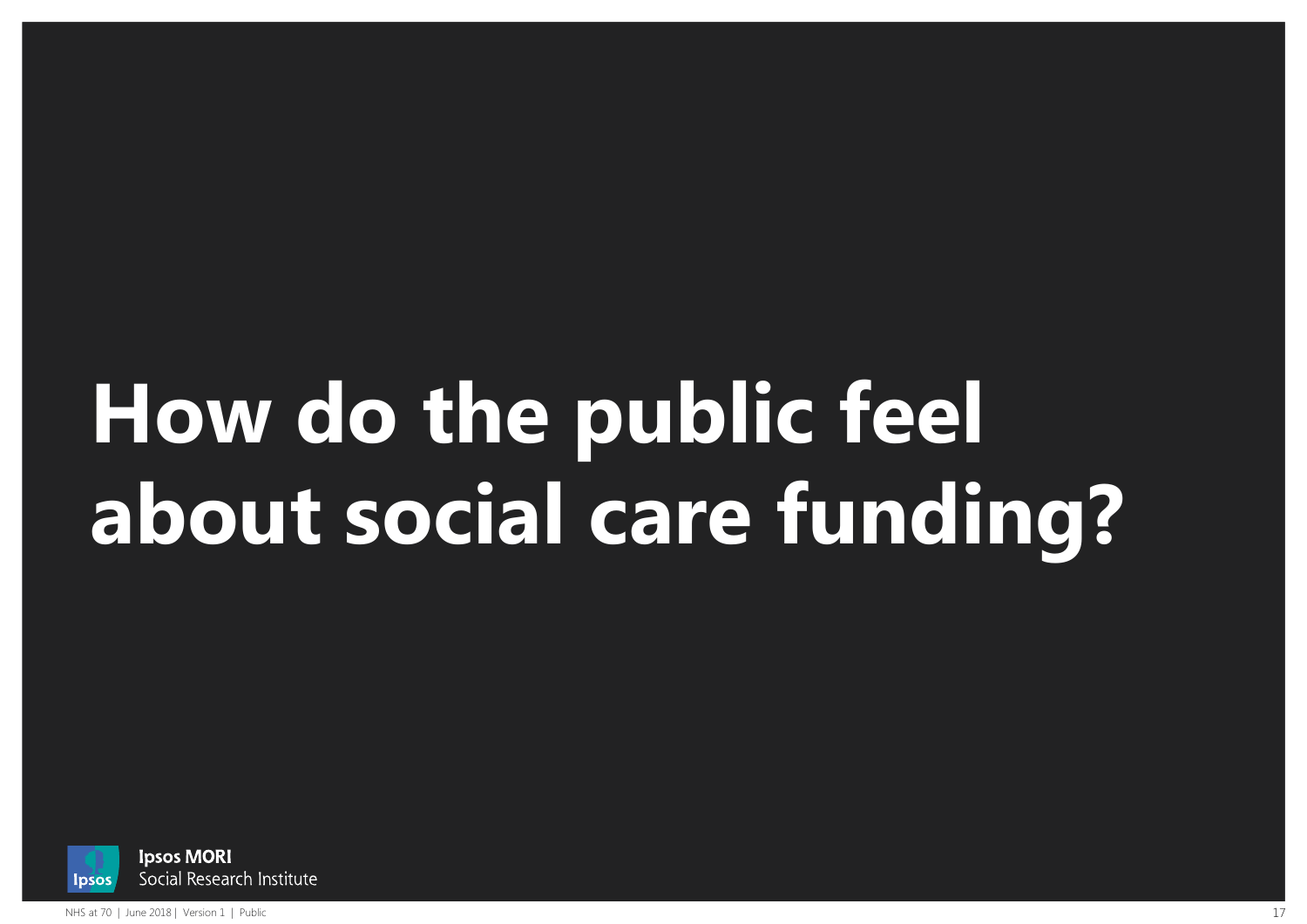# How do the public feel about social care funding?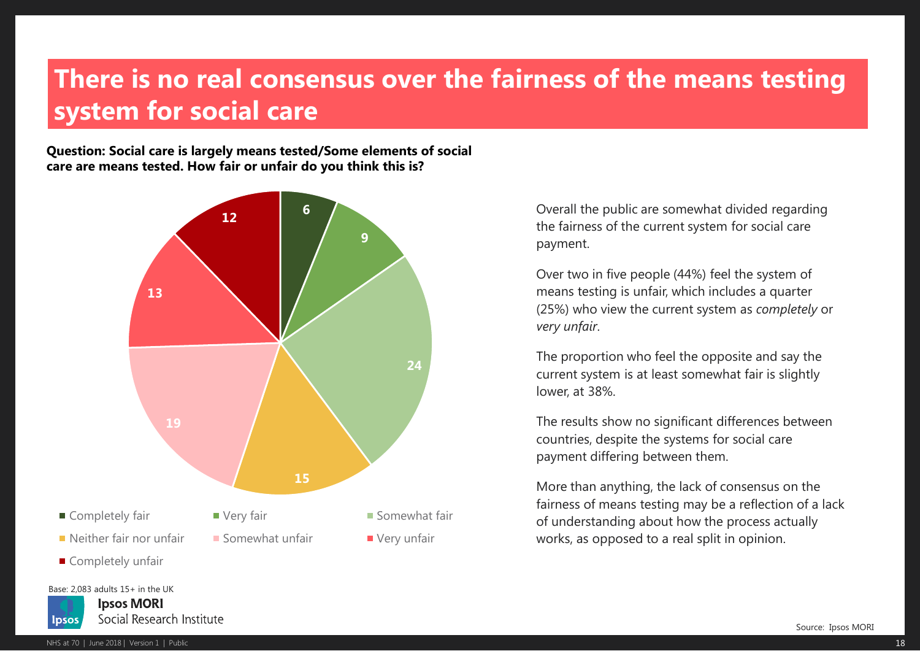# There is no real consensus over the fairness of the means testing system for social care

**Question: Social care is largely means tested/Some elements of social care are means tested. How fair or unfair do you think this is?**

| Response | % |
|---|---|
| Completely fair | 6 |
| Very fair | 9 |
| Somewhat fair | 24 |
| Neither fair nor unfair | 15 |
| Somewhat unfair | 19 |
| Very unfair | 13 |
| Completely unfair | 12 |

Base: 2,083 adults 15+ in the UK

Overall the public are somewhat divided regarding the fairness of the current system for social care payment.

Over two in five people (44%) feel the system of means testing is unfair, which includes a quarter (25%) who view the current system as *completely* or *very unfair*.

The proportion who feel the opposite and say the current system is at least somewhat fair is slightly lower, at 38%.

The results show no significant differences between countries, despite the systems for social care payment differing between them.

More than anything, the lack of consensus on the fairness of means testing may be a reflection of a lack of understanding about how the process actually works, as opposed to a real split in opinion.

Source: Ipsos MORI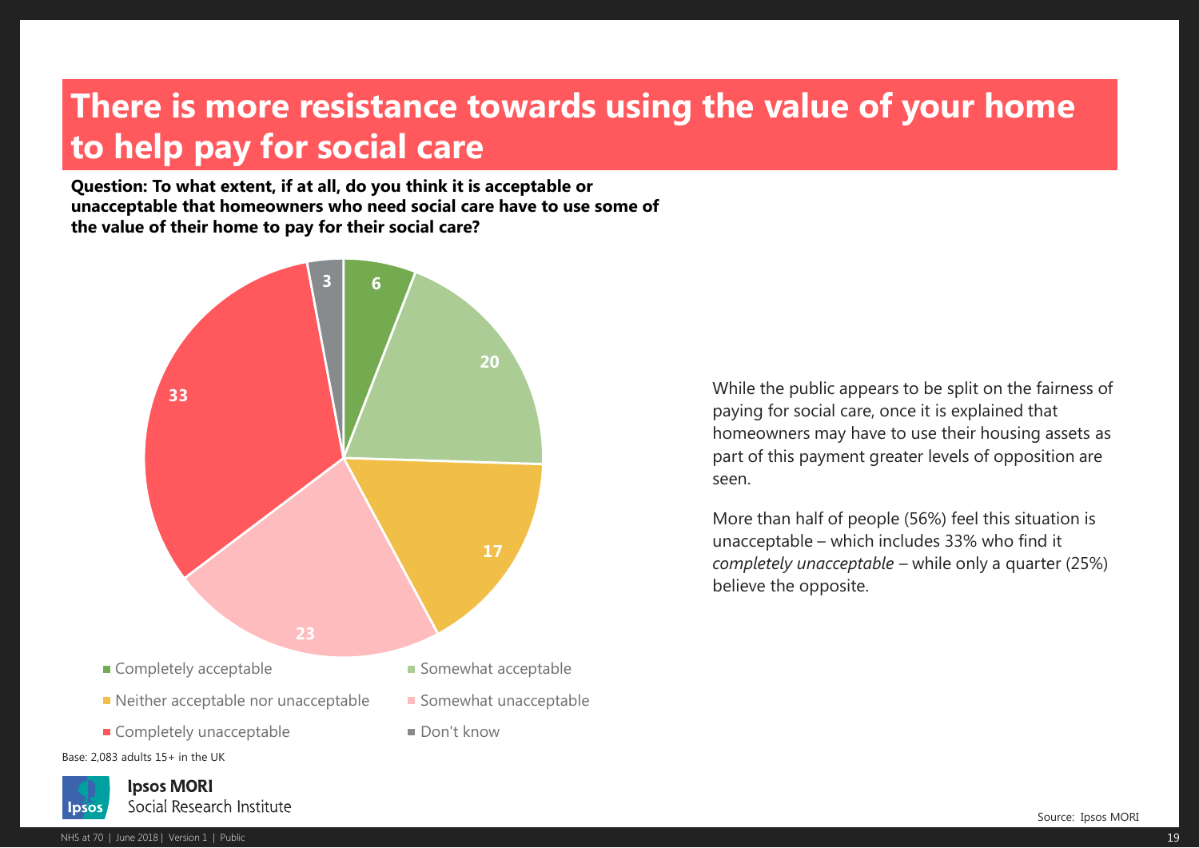# There is more resistance towards using the value of your home to help pay for social care

**Question: To what extent, if at all, do you think it is acceptable or unacceptable that homeowners who need social care have to use some of the value of their home to pay for their social care?**

| Response | % |
|---|---|
| Completely acceptable | 6 |
| Somewhat acceptable | 20 |
| Neither acceptable nor unacceptable | 17 |
| Somewhat unacceptable | 23 |
| Completely unacceptable | 33 |
| Don't know | 3 |

Base: 2,083 adults 15+ in the UK

While the public appears to be split on the fairness of paying for social care, once it is explained that homeowners may have to use their housing assets as part of this payment greater levels of opposition are seen.

More than half of people (56%) feel this situation is unacceptable – which includes 33% who find it *completely unacceptable* – while only a quarter (25%) believe the opposite.

Source: Ipsos MORI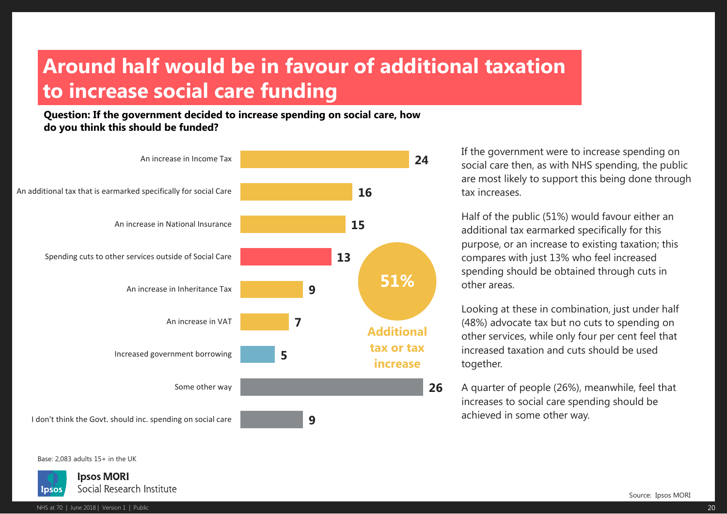# Around half would be in favour of additional taxation to increase social care funding

**Question: If the government decided to increase spending on social care, how do you think this should be funded?**

| Response | % |
|---|---|
| An increase in Income Tax | 24 |
| An additional tax that is earmarked specifically for social Care | 16 |
| An increase in National Insurance | 15 |
| Spending cuts to other services outside of Social Care | 13 |
| An increase in Inheritance Tax | 9 |
| An increase in VAT | 7 |
| Increased government borrowing | 5 |
| Some other way | 26 |
| I don't think the Govt. should inc. spending on social care | 9 |

**51%** Additional tax or tax increase

If the government were to increase spending on social care then, as with NHS spending, the public are most likely to support this being done through tax increases.

Half of the public (51%) would favour either an additional tax earmarked specifically for this purpose, or an increase to existing taxation; this compares with just 13% who feel increased spending should be obtained through cuts in other areas.

Looking at these in combination, just under half (48%) advocate tax but no cuts to spending on other services, while only four per cent feel that increased taxation and cuts should be used together.

A quarter of people (26%), meanwhile, feel that increases to social care spending should be achieved in some other way.

Base: 2,083 adults 15+ in the UK

Source: Ipsos MORI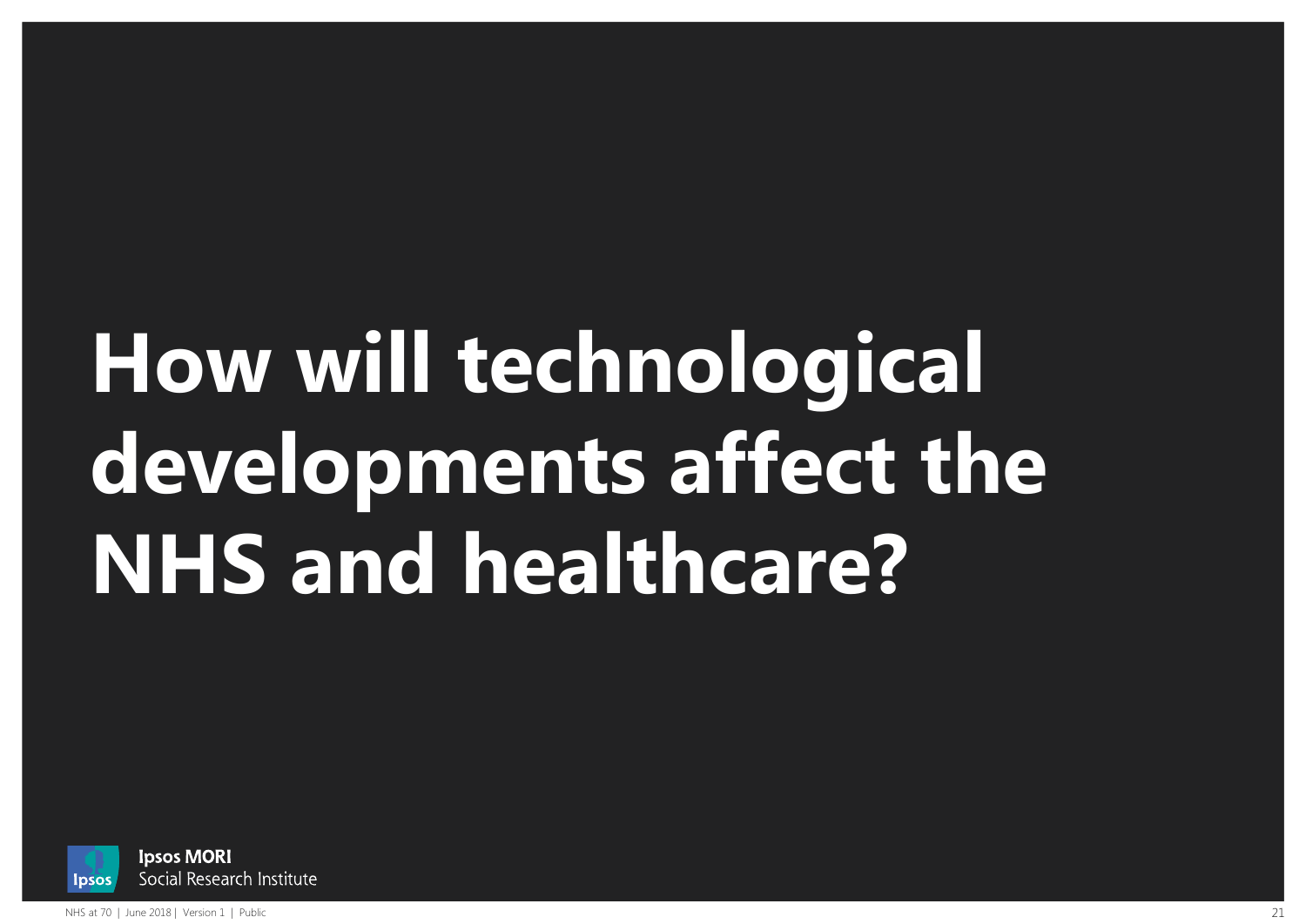# How will technological developments affect the NHS and healthcare?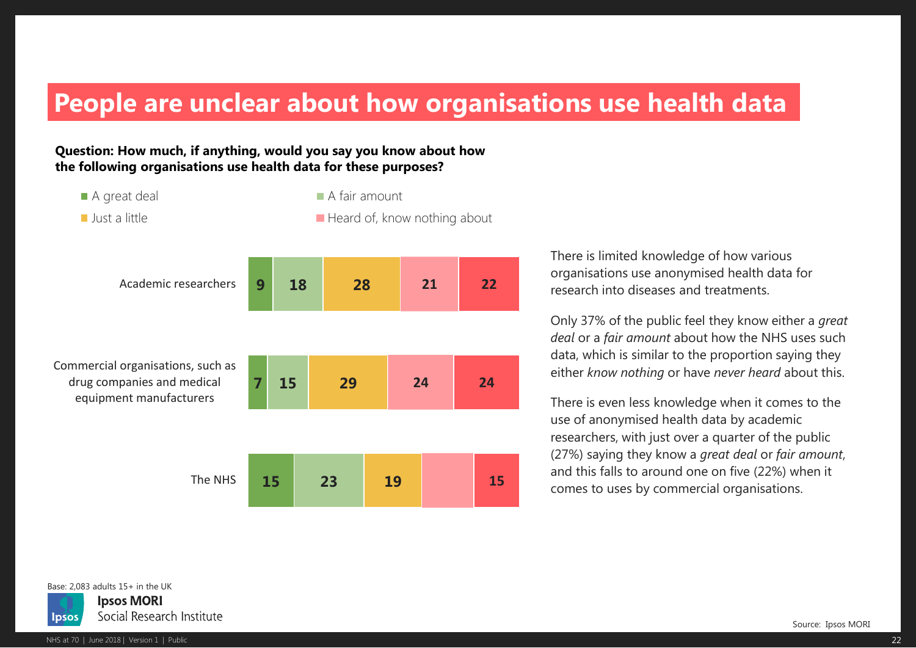# People are unclear about how organisations use health data

**Question: How much, if anything, would you say you know about how the following organisations use health data for these purposes?**

| | A great deal | A fair amount | Just a little | Heard of, know nothing about | |
|---|---|---|---|---|---|
| Academic researchers | 9 | 18 | 28 | 21 | 22 |
| Commercial organisations, such as drug companies and medical equipment manufacturers | 7 | 15 | 29 | 24 | 24 |
| The NHS | 15 | 23 | 19 | | 15 |

There is limited knowledge of how various organisations use anonymised health data for research into diseases and treatments.

Only 37% of the public feel they know either a *great deal* or a *fair amount* about how the NHS uses such data, which is similar to the proportion saying they either *know nothing* or have *never heard* about this.

There is even less knowledge when it comes to the use of anonymised health data by academic researchers, with just over a quarter of the public (27%) saying they know a *great deal* or *fair amount*, and this falls to around one on five (22%) when it comes to uses by commercial organisations.

Base: 2,083 adults 15+ in the UK

Ipsos MORI Social Research Institute

Source: Ipsos MORI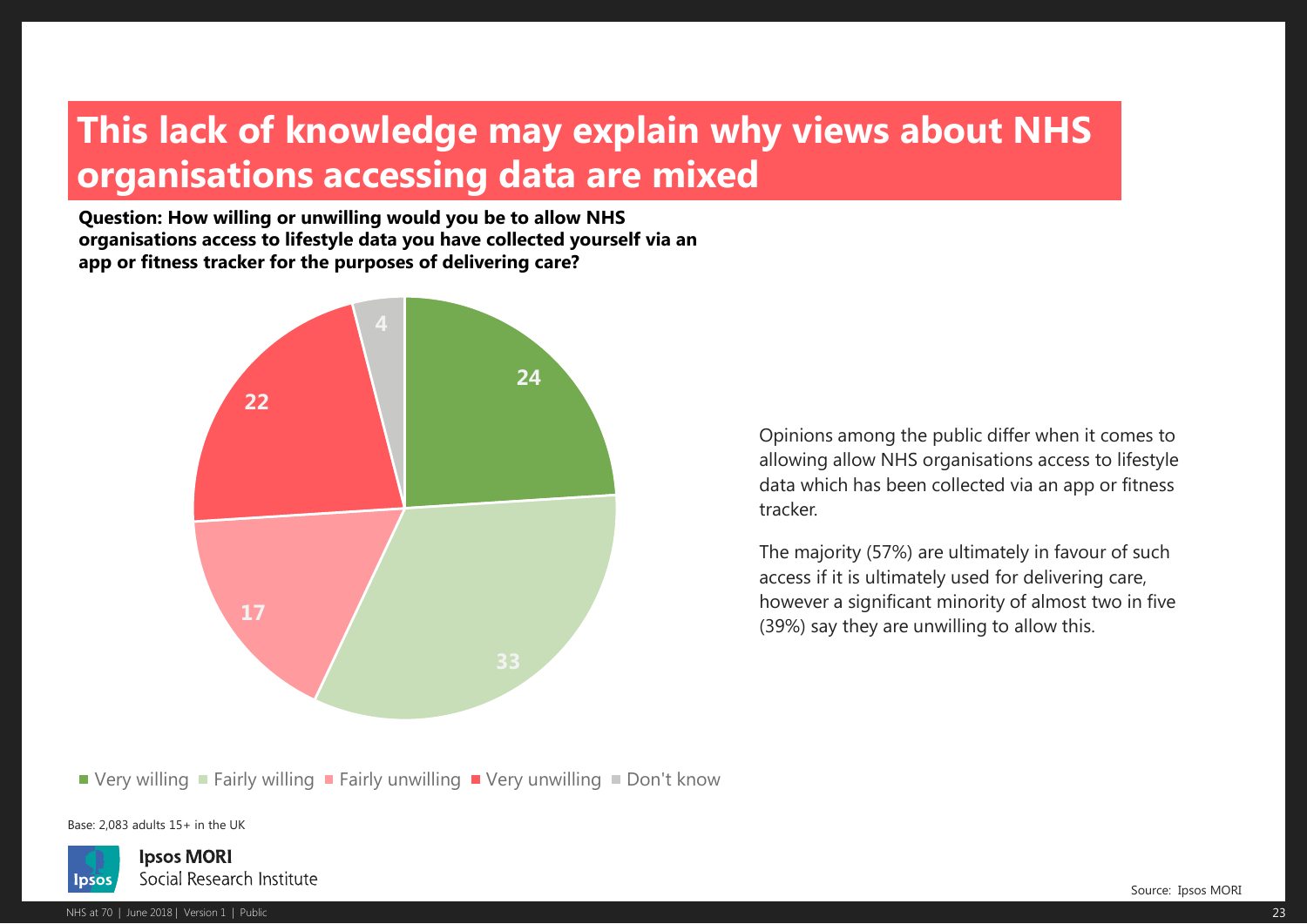# This lack of knowledge may explain why views about NHS organisations accessing data are mixed

**Question: How willing or unwilling would you be to allow NHS organisations access to lifestyle data you have collected yourself via an app or fitness tracker for the purposes of delivering care?**

| Response | % |
|---|---|
| Very willing | 24 |
| Fairly willing | 33 |
| Fairly unwilling | 17 |
| Very unwilling | 22 |
| Don't know | 4 |

Opinions among the public differ when it comes to allowing allow NHS organisations access to lifestyle data which has been collected via an app or fitness tracker.

The majority (57%) are ultimately in favour of such access if it is ultimately used for delivering care, however a significant minority of almost two in five (39%) say they are unwilling to allow this.

Base: 2,083 adults 15+ in the UK

Source: Ipsos MORI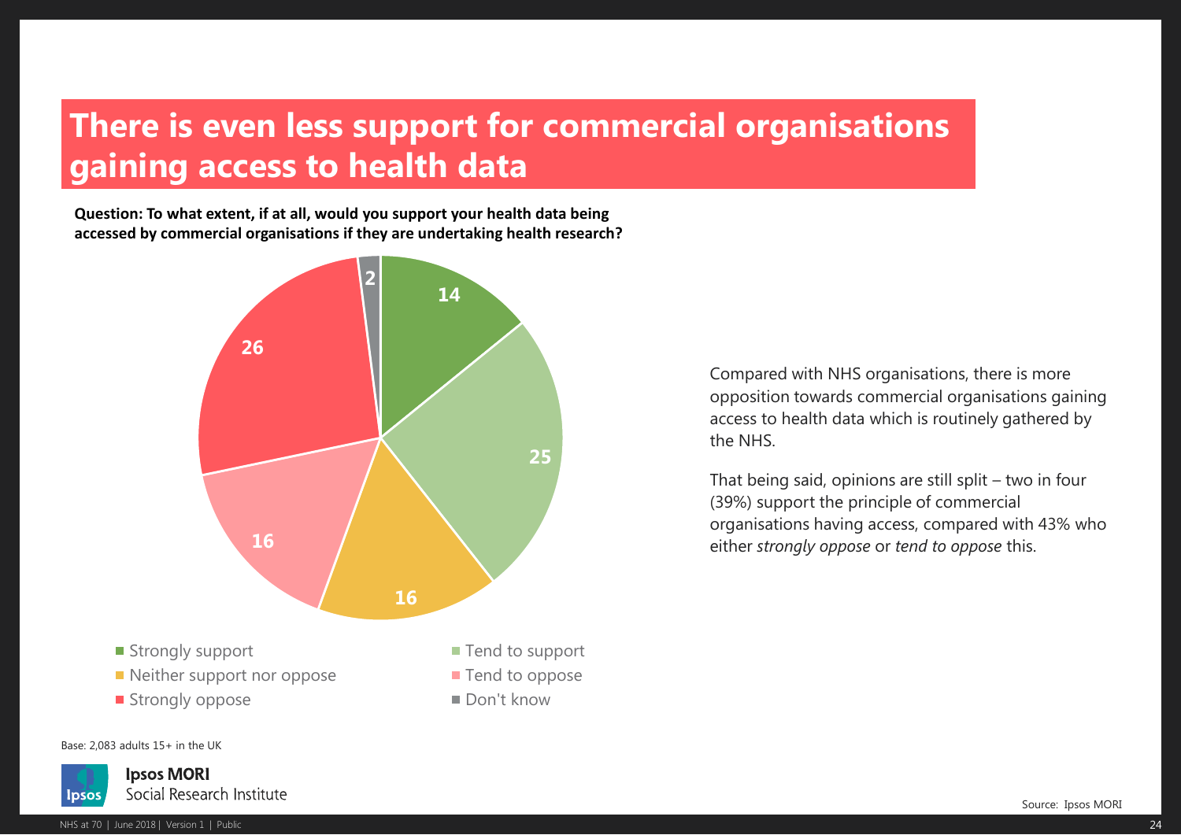# There is even less support for commercial organisations gaining access to health data

**Question: To what extent, if at all, would you support your health data being accessed by commercial organisations if they are undertaking health research?**

| Response | % |
| --- | --- |
| Strongly support | 14 |
| Tend to support | 25 |
| Neither support nor oppose | 16 |
| Tend to oppose | 16 |
| Strongly oppose | 26 |
| Don't know | 2 |

Compared with NHS organisations, there is more opposition towards commercial organisations gaining access to health data which is routinely gathered by the NHS.

That being said, opinions are still split – two in four (39%) support the principle of commercial organisations having access, compared with 43% who either *strongly oppose* or *tend to oppose* this.

Base: 2,083 adults 15+ in the UK

Source: Ipsos MORI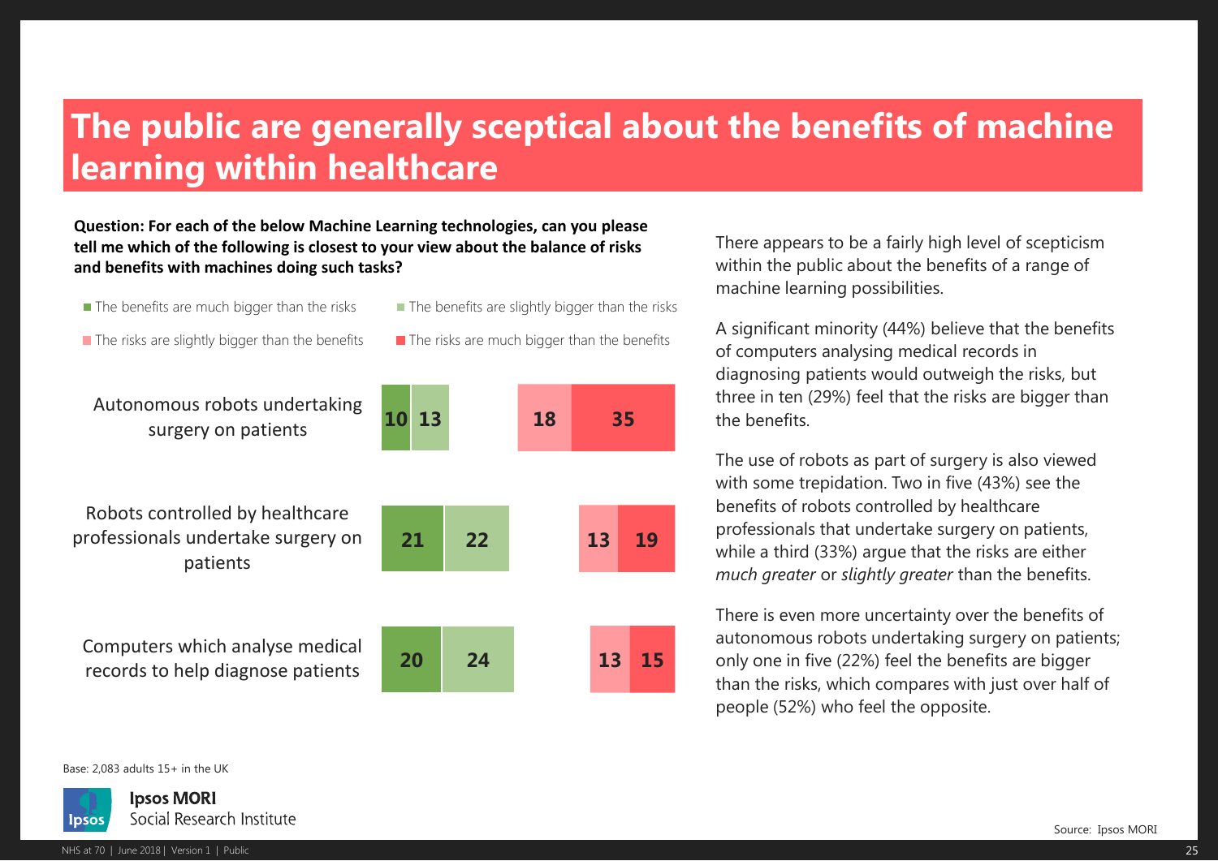# The public are generally sceptical about the benefits of machine learning within healthcare

**Question: For each of the below Machine Learning technologies, can you please tell me which of the following is closest to your view about the balance of risks and benefits with machines doing such tasks?**

| | The benefits are much bigger than the risks | The benefits are slightly bigger than the risks | The risks are slightly bigger than the benefits | The risks are much bigger than the benefits |
|---|---|---|---|---|
| Autonomous robots undertaking surgery on patients | 10 | 13 | 18 | 35 |
| Robots controlled by healthcare professionals undertake surgery on patients | 21 | 22 | 13 | 19 |
| Computers which analyse medical records to help diagnose patients | 20 | 24 | 13 | 15 |

There appears to be a fairly high level of scepticism within the public about the benefits of a range of machine learning possibilities.

A significant minority (44%) believe that the benefits of computers analysing medical records in diagnosing patients would outweigh the risks, but three in ten (29%) feel that the risks are bigger than the benefits.

The use of robots as part of surgery is also viewed with some trepidation. Two in five (43%) see the benefits of robots controlled by healthcare professionals that undertake surgery on patients, while a third (33%) argue that the risks are either *much greater* or *slightly greater* than the benefits.

There is even more uncertainty over the benefits of autonomous robots undertaking surgery on patients; only one in five (22%) feel the benefits are bigger than the risks, which compares with just over half of people (52%) who feel the opposite.

Base: 2,083 adults 15+ in the UK

Source: Ipsos MORI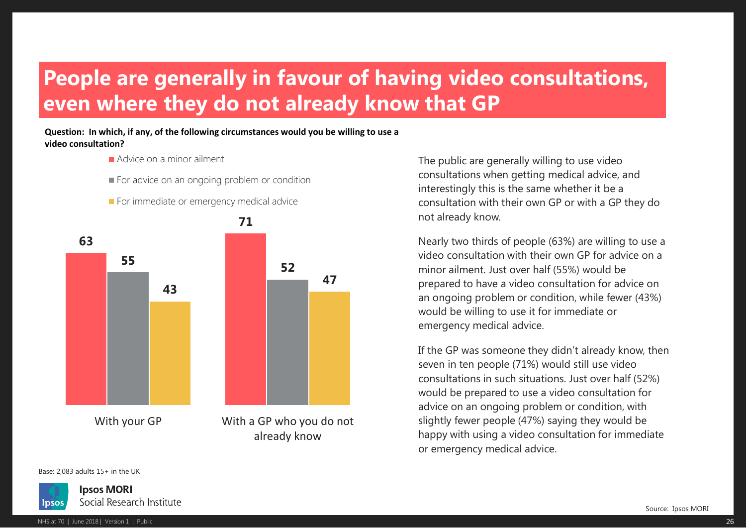# People are generally in favour of having video consultations, even where they do not already know that GP

**Question: In which, if any, of the following circumstances would you be willing to use a video consultation?**

| | Advice on a minor ailment | For advice on an ongoing problem or condition | For immediate or emergency medical advice |
|---|---|---|---|
| With your GP | 63 | 55 | 43 |
| With a GP who you do not already know | 71 | 52 | 47 |

Base: 2,083 adults 15+ in the UK

The public are generally willing to use video consultations when getting medical advice, and interestingly this is the same whether it be a consultation with their own GP or with a GP they do not already know.

Nearly two thirds of people (63%) are willing to use a video consultation with their own GP for advice on a minor ailment. Just over half (55%) would be prepared to have a video consultation for advice on an ongoing problem or condition, while fewer (43%) would be willing to use it for immediate or emergency medical advice.

If the GP was someone they didn't already know, then seven in ten people (71%) would still use video consultations in such situations. Just over half (52%) would be prepared to use a video consultation for advice on an ongoing problem or condition, with slightly fewer people (47%) saying they would be happy with using a video consultation for immediate or emergency medical advice.

Source: Ipsos MORI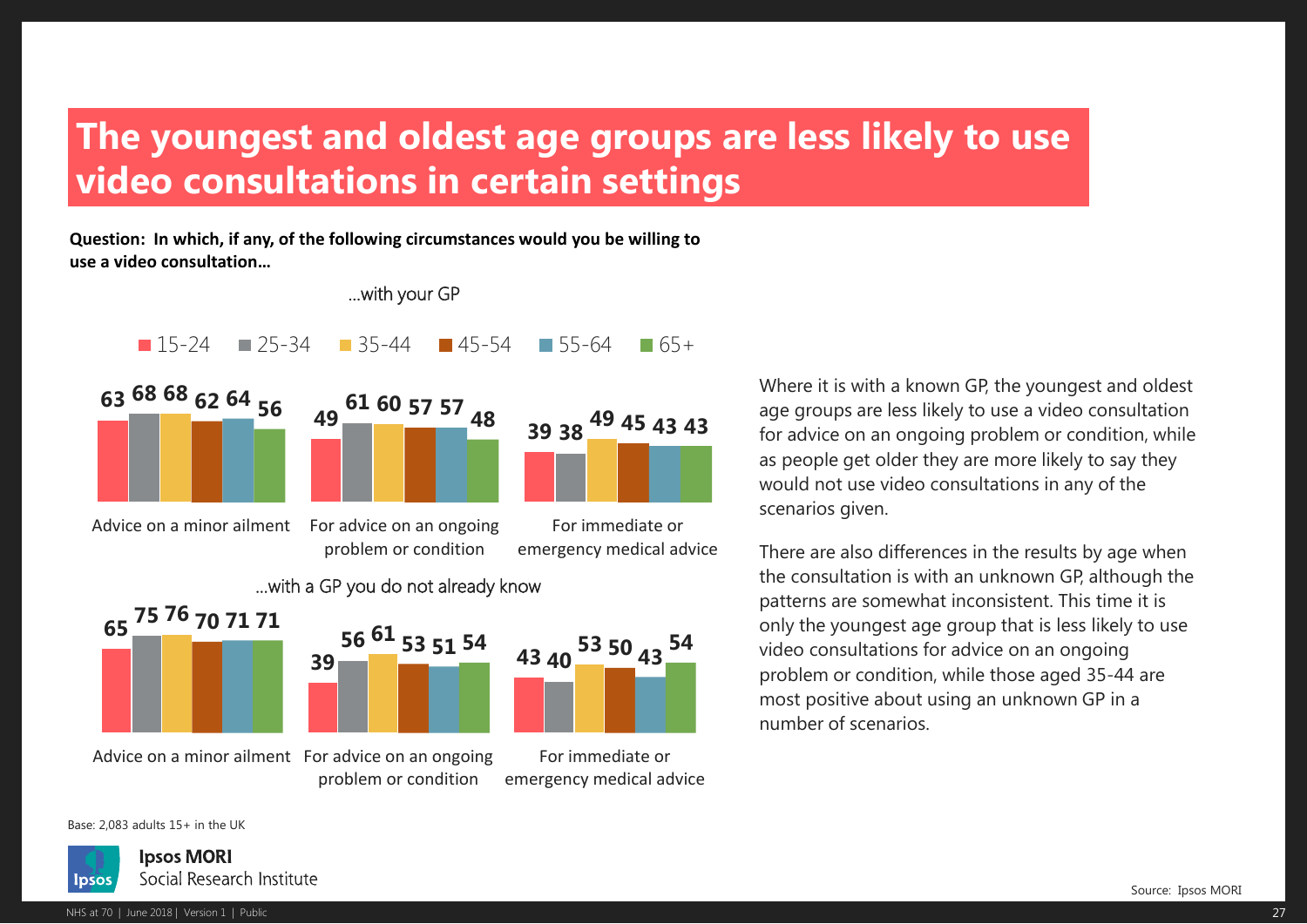# The youngest and oldest age groups are less likely to use video consultations in certain settings

**Question: In which, if any, of the following circumstances would you be willing to use a video consultation…**

…with your GP

| | 15-24 | 25-34 | 35-44 | 45-54 | 55-64 | 65+ |
|---|---|---|---|---|---|---|
| Advice on a minor ailment | 63 | 68 | 68 | 62 | 64 | 56 |
| For advice on an ongoing problem or condition | 49 | 61 | 60 | 57 | 57 | 48 |
| For immediate or emergency medical advice | 39 | 38 | 49 | 45 | 43 | 43 |

…with a GP you do not already know

| | 15-24 | 25-34 | 35-44 | 45-54 | 55-64 | 65+ |
|---|---|---|---|---|---|---|
| Advice on a minor ailment | 65 | 75 | 76 | 70 | 71 | 71 |
| For advice on an ongoing problem or condition | 39 | 56 | 61 | 53 | 51 | 54 |
| For immediate or emergency medical advice | 43 | 40 | 53 | 50 | 43 | 54 |

Where it is with a known GP, the youngest and oldest age groups are less likely to use a video consultation for advice on an ongoing problem or condition, while as people get older they are more likely to say they would not use video consultations in any of the scenarios given.

There are also differences in the results by age when the consultation is with an unknown GP, although the patterns are somewhat inconsistent. This time it is only the youngest age group that is less likely to use video consultations for advice on an ongoing problem or condition, while those aged 35-44 are most positive about using an unknown GP in a number of scenarios.

Base: 2,083 adults 15+ in the UK

Source: Ipsos MORI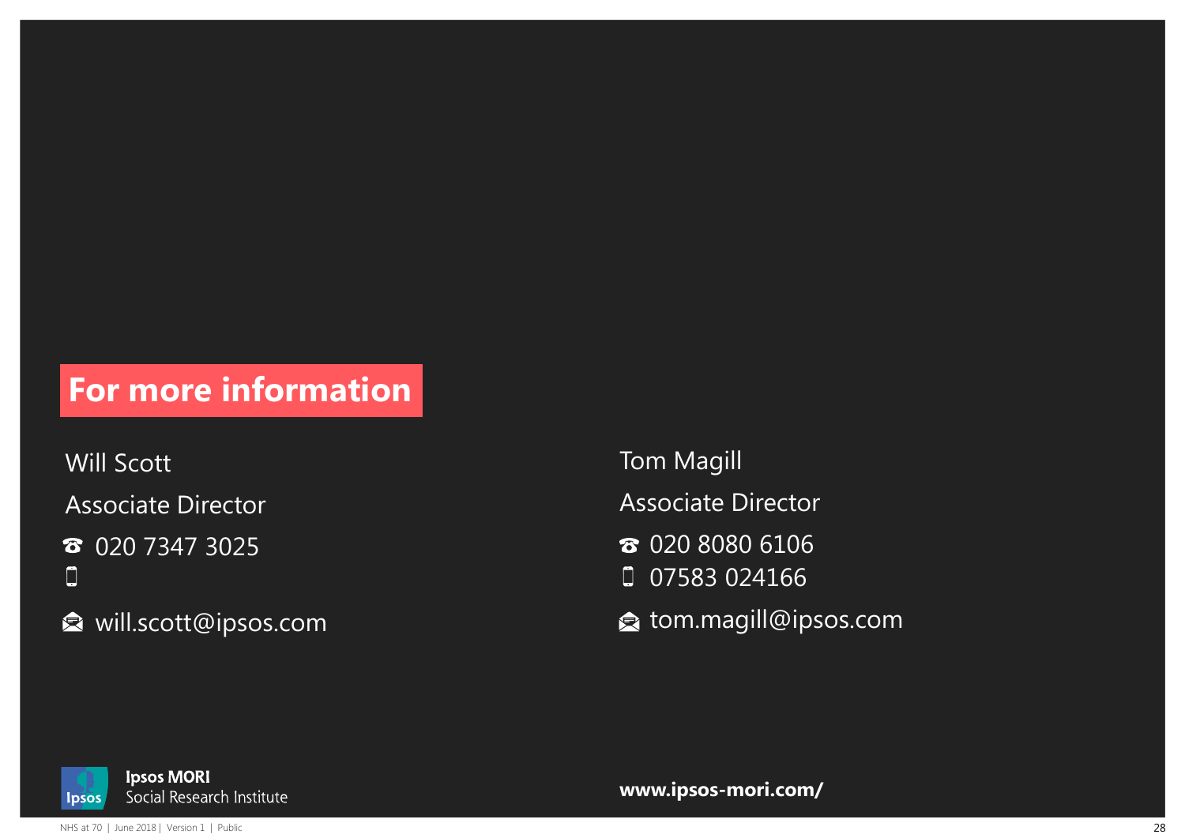## For more information

Will Scott

Associate Director

☎ 020 7347 3025

📱

✉ will.scott@ipsos.com

Tom Magill

Associate Director

☎ 020 8080 6106

📱 07583 024166

✉ tom.magill@ipsos.com

**Ipsos MORI**
Social Research Institute

**www.ipsos-mori.com/**